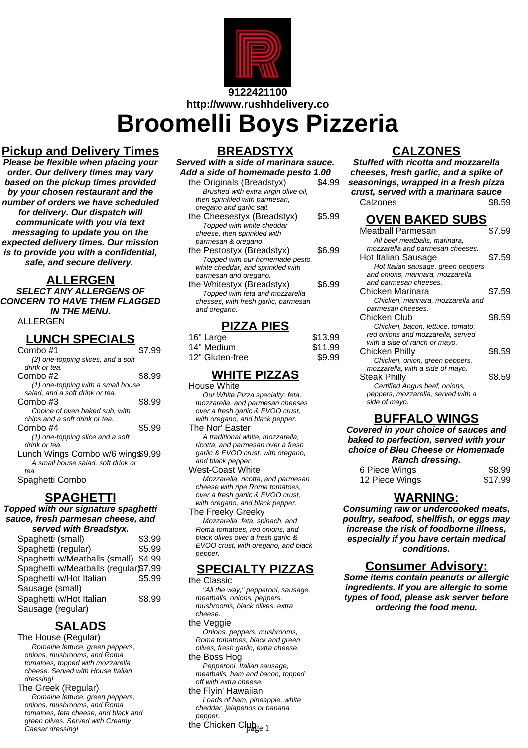**9122421100**
**http://www.rushhdelivery.co**

# Broomelli Boys Pizzeria

## Pickup and Delivery Times

***Please be flexible when placing your order. Our delivery times may vary based on the pickup times provided by your chosen restaurant and the number of orders we have scheduled for delivery. Our dispatch will communicate with you via text messaging to update you on the expected delivery times. Our mission is to provide you with a confidential, safe, and secure delivery.***

## ALLERGEN

***SELECT ANY ALLERGENS OF CONCERN TO HAVE THEM FLAGGED IN THE MENU.***

ALLERGEN

## LUNCH SPECIALS

| Item | Price |
|---|---|
| Combo #1 | $7.99 |
| *(2) one-topping slices, and a soft drink or tea.* | |
| Combo #2 | $8.99 |
| *(1) one-topping with a small house salad, and a soft drink or tea.* | |
| Combo #3 | $8.99 |
| *Choice of oven baked sub, with chips and a soft drink or tea.* | |
| Combo #4 | $5.99 |
| *(1) one-topping slice and a soft drink or tea.* | |
| Lunch Wings Combo w/6 wings | $9.99 |
| *A small house salad, soft drink or tea.* | |
| Spaghetti Combo | |

## SPAGHETTI

***Topped with our signature spaghetti sauce, fresh parmesan cheese, and served with Breadstyx.***

| Item | Price |
|---|---|
| Spaghetti (small) | $3.99 |
| Spaghetti (regular) | $5.99 |
| Spaghetti w/Meatballs (small) | $4.99 |
| Spaghetti w/Meatballs (regular) | $7.99 |
| Spaghetti w/Hot Italian Sausage (small) | $5.99 |
| Spaghetti w/Hot Italian Sausage (regular) | $8.99 |

## SALADS

The House (Regular)
*Romaine lettuce, green peppers, onions, mushrooms, and Roma tomatoes, topped with mozzarella cheese. Served with House Italian dressing!*

The Greek (Regular)
*Romaine lettuce, green peppers, onions, mushrooms, and Roma tomatoes, feta cheese, and black and green olives. Served with Creamy Caesar dressing!*

## BREADSTYX

***Served with a side of marinara sauce. Add a side of homemade pesto 1.00***

| Item | Price |
|---|---|
| the Originals (Breadstyx) | $4.99 |
| *Brushed with extra virgin olive oil, then sprinkled with parmesan, oregano and garlic salt.* | |
| the Cheesestyx (Breadstyx) | $5.99 |
| *Topped with white cheddar cheese, then sprinkled with parmesan & oregano.* | |
| the Pestostyx (Breadstyx) | $6.99 |
| *Topped with our homemade pesto, white cheddar, and sprinkled with parmesan and oregano.* | |
| the Whitestyx (Breadstyx) | $6.99 |
| *Topped with feta and mozzarella chesses, with fresh garlic, parmesan and oregano.* | |

## PIZZA PIES

| Item | Price |
|---|---|
| 16" Large | $13.99 |
| 14" Medium | $11.99 |
| 12" Gluten-free | $9.99 |

## WHITE PIZZAS

House White
*Our White Pizza specialty: feta, mozzarella, and parmesan cheeses over a fresh garlic & EVOO crust, with oregano, and black pepper.*

The Nor' Easter
*A traditional white, mozzarella, ricotta, and parmesan over a fresh garlic & EVOO crust, with oregano, and black pepper.*

West-Coast White
*Mozzarella, ricotta, and parmesan cheese with ripe Roma tomatoes, over a fresh garlic & EVOO crust, with oregano, and black pepper.*

The Freeky Greeky
*Mozzarella, feta, spinach, and Roma tomatoes, red onions, and black olives over a fresh garlic & EVOO crust, with oregano, and black pepper.*

## SPECIALTY PIZZAS

the Classic
*"All the way," pepperoni, sausage, meatballs, onions, peppers, mushrooms, black olives, extra cheese.*

the Veggie
*Onions, peppers, mushrooms, Roma tomatoes, black and green olives, fresh garlic, extra cheese.*

the Boss Hog
*Pepperoni, Italian sausage, meatballs, ham and bacon, topped off with extra cheese.*

the Flyin' Hawaiian
*Loads of ham, pineapple, white cheddar, jalapenos or banana pepper.*

the Chicken Club

## CALZONES

***Stuffed with ricotta and mozzarella cheeses, fresh garlic, and a spike of seasonings, wrapped in a fresh pizza crust, served with a marinara sauce***

| Item | Price |
|---|---|
| Calzones | $8.59 |

## OVEN BAKED SUBS

| Item | Price |
|---|---|
| Meatball Parmesan | $7.59 |
| *All beef meatballs, marinara, mozzarella and parmesan cheeses.* | |
| Hot Italian Sausage | $7.59 |
| *Hot Italian sausage, green peppers and onions, marinara, mozzarella and parmesan cheeses.* | |
| Chicken Marinara | $7.59 |
| *Chicken, marinara, mozzarella and parmesan cheeses.* | |
| Chicken Club | $8.59 |
| *Chicken, bacon, lettuce, tomato, red onions and mozzarella, served with a side of ranch or mayo.* | |
| Chicken Philly | $8.59 |
| *Chicken, onion, green peppers, mozzarella, with a side of mayo.* | |
| Steak Philly | $8.59 |
| *Certified Angus beef, onions, peppers, mozzarella, served with a side of mayo.* | |

## BUFFALO WINGS

***Covered in your choice of sauces and baked to perfection, served with your choice of Bleu Cheese or Homemade Ranch dressing.***

| Item | Price |
|---|---|
| 6 Piece Wings | $8.99 |
| 12 Piece Wings | $17.99 |

## WARNING:

***Consuming raw or undercooked meats, poultry, seafood, shellfish, or eggs may increase the risk of foodborne illness, especially if you have certain medical conditions.***

## Consumer Advisory:

***Some items contain peanuts or allergic ingredients. If you are allergic to some types of food, please ask server before ordering the food menu.***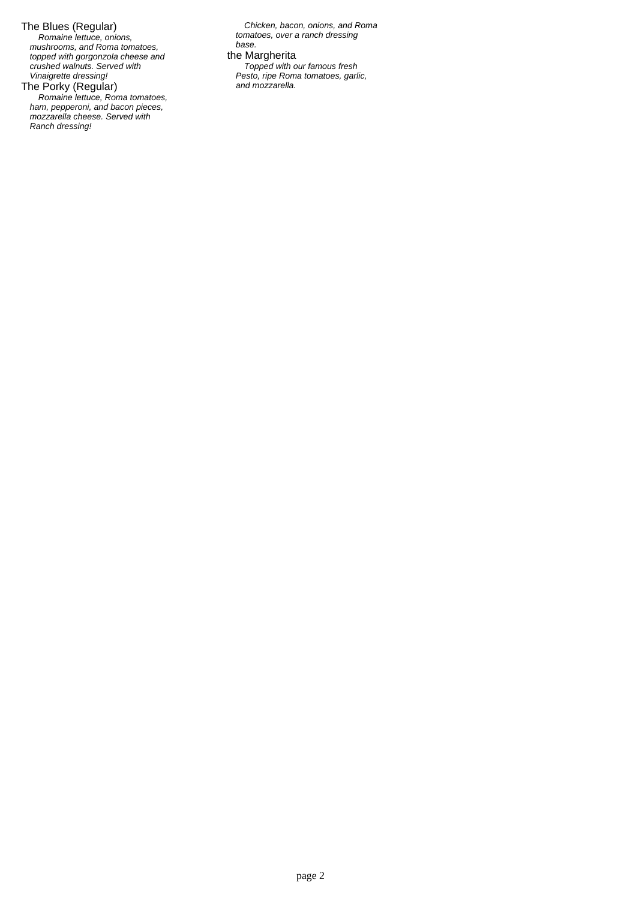The Blues (Regular)

*Romaine lettuce, onions, mushrooms, and Roma tomatoes, topped with gorgonzola cheese and crushed walnuts. Served with Vinaigrette dressing!*

The Porky (Regular)

*Romaine lettuce, Roma tomatoes, ham, pepperoni, and bacon pieces, mozzarella cheese. Served with Ranch dressing!*

*Chicken, bacon, onions, and Roma tomatoes, over a ranch dressing base.*

the Margherita

*Topped with our famous fresh Pesto, ripe Roma tomatoes, garlic, and mozzarella.*